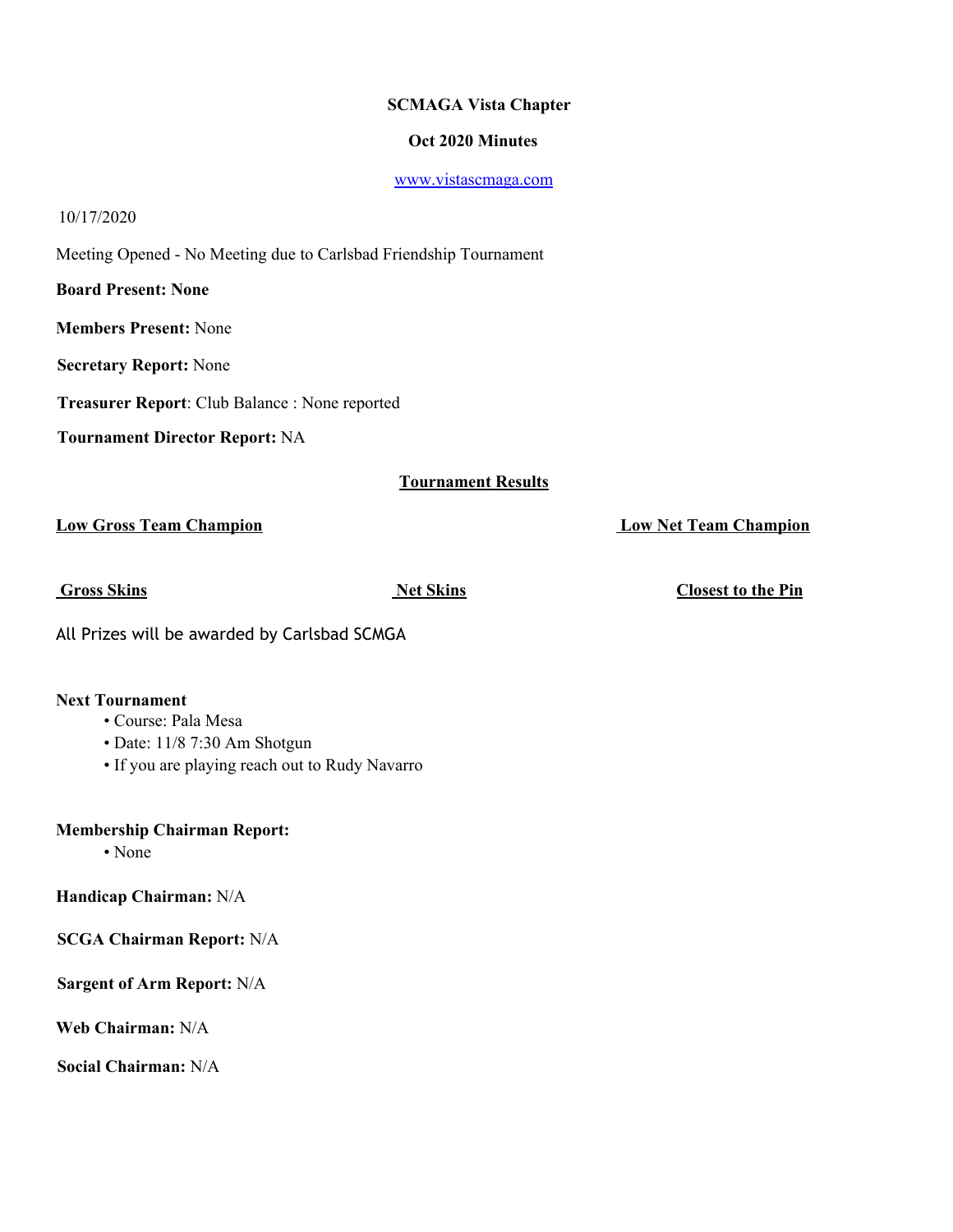**SCMAGA Vista Chapter**

**Oct 2020 Minutes**

[www.vistascmaga.com](http://www.vistascmaga.com)

10/17/2020

Meeting Opened - No Meeting due to Carlsbad Friendship Tournament

**Board Present: None**

**Members Present:** None

**Secretary Report:** None

**Treasurer Report**: Club Balance : None reported

**Tournament Director Report:** NA

**Tournament Results**

**Low Gross Team Champion**

**Low Net Team Champion**

**Gross Skins**

**Net Skins**

**Closest to the Pin**

All Prizes will be awarded by Carlsbad SCMGA

**Next Tournament**

- Course: Pala Mesa
- Date: 11/8 7:30 Am Shotgun
- If you are playing reach out to Rudy Navarro

**Membership Chairman Report:**

- None

**Handicap Chairman:** N/A

**SCGA Chairman Report:** N/A

**Sargent of Arm Report:** N/A

**Web Chairman:** N/A

**Social Chairman:** N/A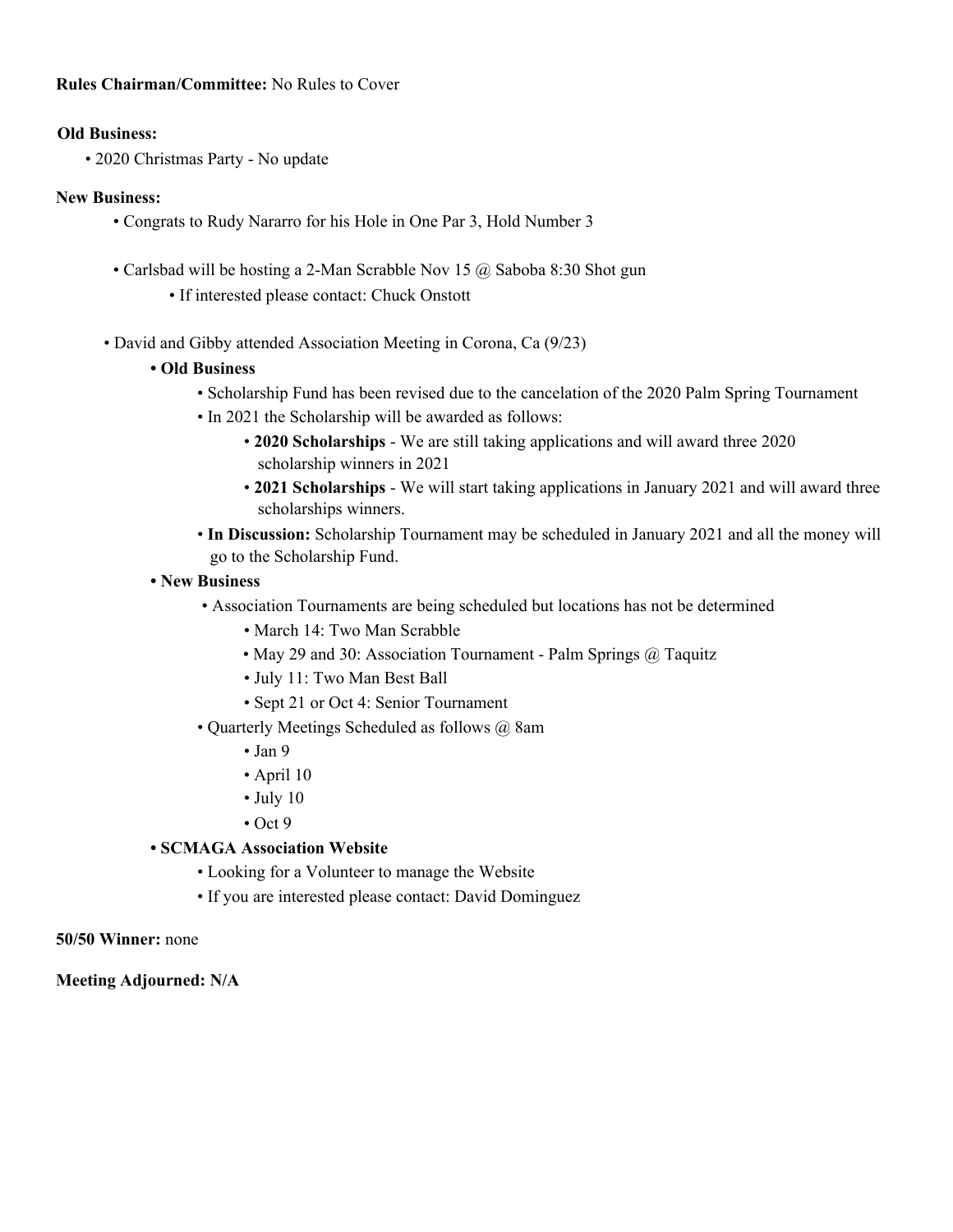**Rules Chairman/Committee:** No Rules to Cover

**Old Business:**

- 2020 Christmas Party - No update

**New Business:**

- Congrats to Rudy Nararro for his Hole in One Par 3, Hold Number 3
- Carlsbad will be hosting a 2-Man Scrabble Nov 15 @ Saboba 8:30 Shot gun
  - If interested please contact: Chuck Onstott
- David and Gibby attended Association Meeting in Corona, Ca (9/23)
  - **Old Business**
    - Scholarship Fund has been revised due to the cancelation of the 2020 Palm Spring Tournament
    - In 2021 the Scholarship will be awarded as follows:
      - **2020 Scholarships** - We are still taking applications and will award three 2020 scholarship winners in 2021
      - **2021 Scholarships** - We will start taking applications in January 2021 and will award three scholarships winners.
    - **In Discussion:** Scholarship Tournament may be scheduled in January 2021 and all the money will go to the Scholarship Fund.
  - **New Business**
    - Association Tournaments are being scheduled but locations has not be determined
      - March 14: Two Man Scrabble
      - May 29 and 30: Association Tournament - Palm Springs @ Taquitz
      - July 11: Two Man Best Ball
      - Sept 21 or Oct 4: Senior Tournament
    - Quarterly Meetings Scheduled as follows @ 8am
      - Jan 9
      - April 10
      - July 10
      - Oct 9
  - **SCMAGA Association Website**
    - Looking for a Volunteer to manage the Website
    - If you are interested please contact: David Dominguez

**50/50 Winner:** none

**Meeting Adjourned: N/A**